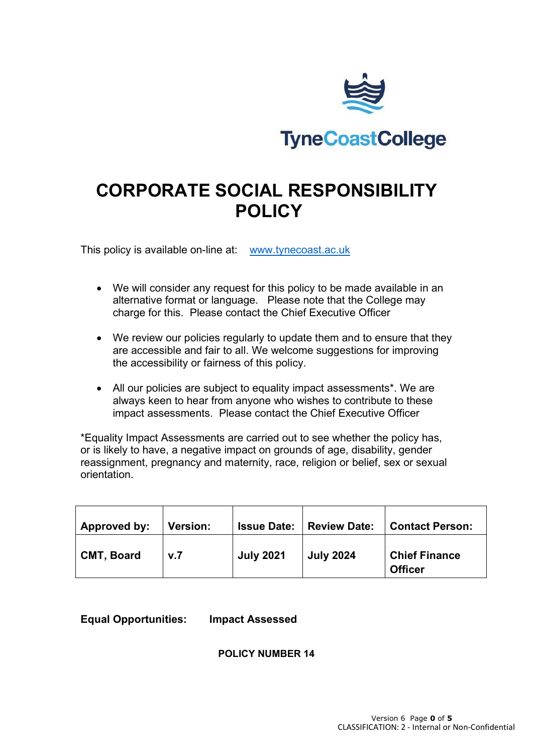TyneCoastCollege

# CORPORATE SOCIAL RESPONSIBILITY POLICY

This policy is available on-line at: www.tynecoast.ac.uk

- We will consider any request for this policy to be made available in an alternative format or language. Please note that the College may charge for this. Please contact the Chief Executive Officer
- We review our policies regularly to update them and to ensure that they are accessible and fair to all. We welcome suggestions for improving the accessibility or fairness of this policy.
- All our policies are subject to equality impact assessments*. We are always keen to hear from anyone who wishes to contribute to these impact assessments. Please contact the Chief Executive Officer

*Equality Impact Assessments are carried out to see whether the policy has, or is likely to have, a negative impact on grounds of age, disability, gender reassignment, pregnancy and maternity, race, religion or belief, sex or sexual orientation.

| Approved by: | Version: | Issue Date: | Review Date: | Contact Person: |
|---|---|---|---|---|
| **CMT, Board** | **v.7** | **July 2021** | **July 2024** | **Chief Finance Officer** |

**Equal Opportunities:** **Impact Assessed**

**POLICY NUMBER 14**

CLASSIFICATION: 2 - Internal or Non-Confidential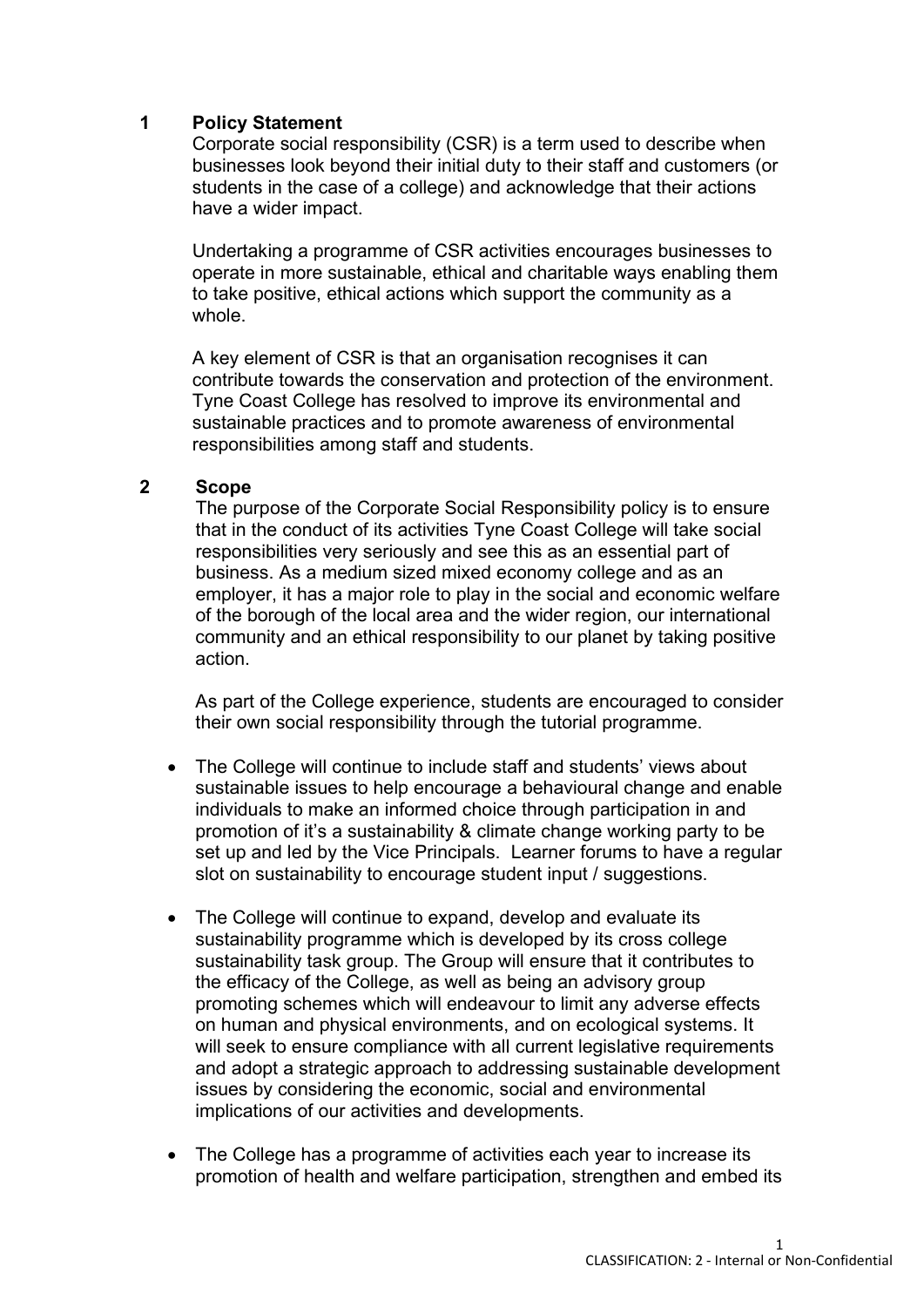## 1 Policy Statement

Corporate social responsibility (CSR) is a term used to describe when businesses look beyond their initial duty to their staff and customers (or students in the case of a college) and acknowledge that their actions have a wider impact.

Undertaking a programme of CSR activities encourages businesses to operate in more sustainable, ethical and charitable ways enabling them to take positive, ethical actions which support the community as a whole.

A key element of CSR is that an organisation recognises it can contribute towards the conservation and protection of the environment. Tyne Coast College has resolved to improve its environmental and sustainable practices and to promote awareness of environmental responsibilities among staff and students.

## 2 Scope

The purpose of the Corporate Social Responsibility policy is to ensure that in the conduct of its activities Tyne Coast College will take social responsibilities very seriously and see this as an essential part of business. As a medium sized mixed economy college and as an employer, it has a major role to play in the social and economic welfare of the borough of the local area and the wider region, our international community and an ethical responsibility to our planet by taking positive action.

As part of the College experience, students are encouraged to consider their own social responsibility through the tutorial programme.

- The College will continue to include staff and students' views about sustainable issues to help encourage a behavioural change and enable individuals to make an informed choice through participation in and promotion of it's a sustainability & climate change working party to be set up and led by the Vice Principals. Learner forums to have a regular slot on sustainability to encourage student input / suggestions.

- The College will continue to expand, develop and evaluate its sustainability programme which is developed by its cross college sustainability task group. The Group will ensure that it contributes to the efficacy of the College, as well as being an advisory group promoting schemes which will endeavour to limit any adverse effects on human and physical environments, and on ecological systems. It will seek to ensure compliance with all current legislative requirements and adopt a strategic approach to addressing sustainable development issues by considering the economic, social and environmental implications of our activities and developments.

- The College has a programme of activities each year to increase its promotion of health and welfare participation, strengthen and embed its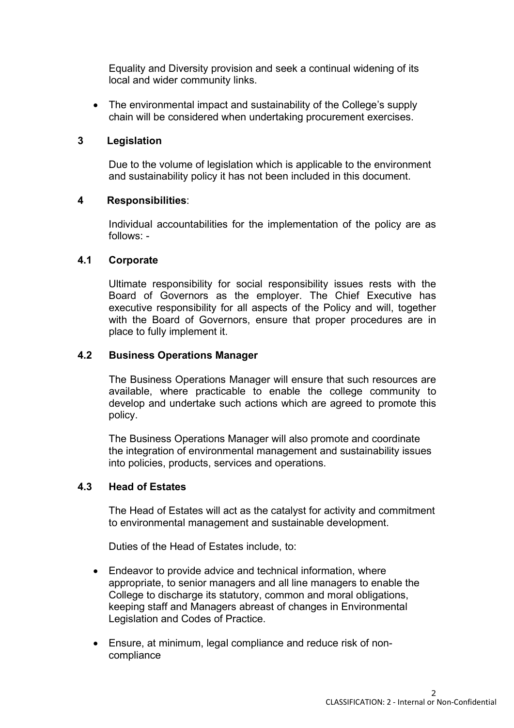Equality and Diversity provision and seek a continual widening of its local and wider community links.

- The environmental impact and sustainability of the College's supply chain will be considered when undertaking procurement exercises.

## 3 Legislation

Due to the volume of legislation which is applicable to the environment and sustainability policy it has not been included in this document.

## 4 Responsibilities:

Individual accountabilities for the implementation of the policy are as follows: -

### 4.1 Corporate

Ultimate responsibility for social responsibility issues rests with the Board of Governors as the employer. The Chief Executive has executive responsibility for all aspects of the Policy and will, together with the Board of Governors, ensure that proper procedures are in place to fully implement it.

### 4.2 Business Operations Manager

The Business Operations Manager will ensure that such resources are available, where practicable to enable the college community to develop and undertake such actions which are agreed to promote this policy.

The Business Operations Manager will also promote and coordinate the integration of environmental management and sustainability issues into policies, products, services and operations.

### 4.3 Head of Estates

The Head of Estates will act as the catalyst for activity and commitment to environmental management and sustainable development.

Duties of the Head of Estates include, to:

- Endeavor to provide advice and technical information, where appropriate, to senior managers and all line managers to enable the College to discharge its statutory, common and moral obligations, keeping staff and Managers abreast of changes in Environmental Legislation and Codes of Practice.
- Ensure, at minimum, legal compliance and reduce risk of non-compliance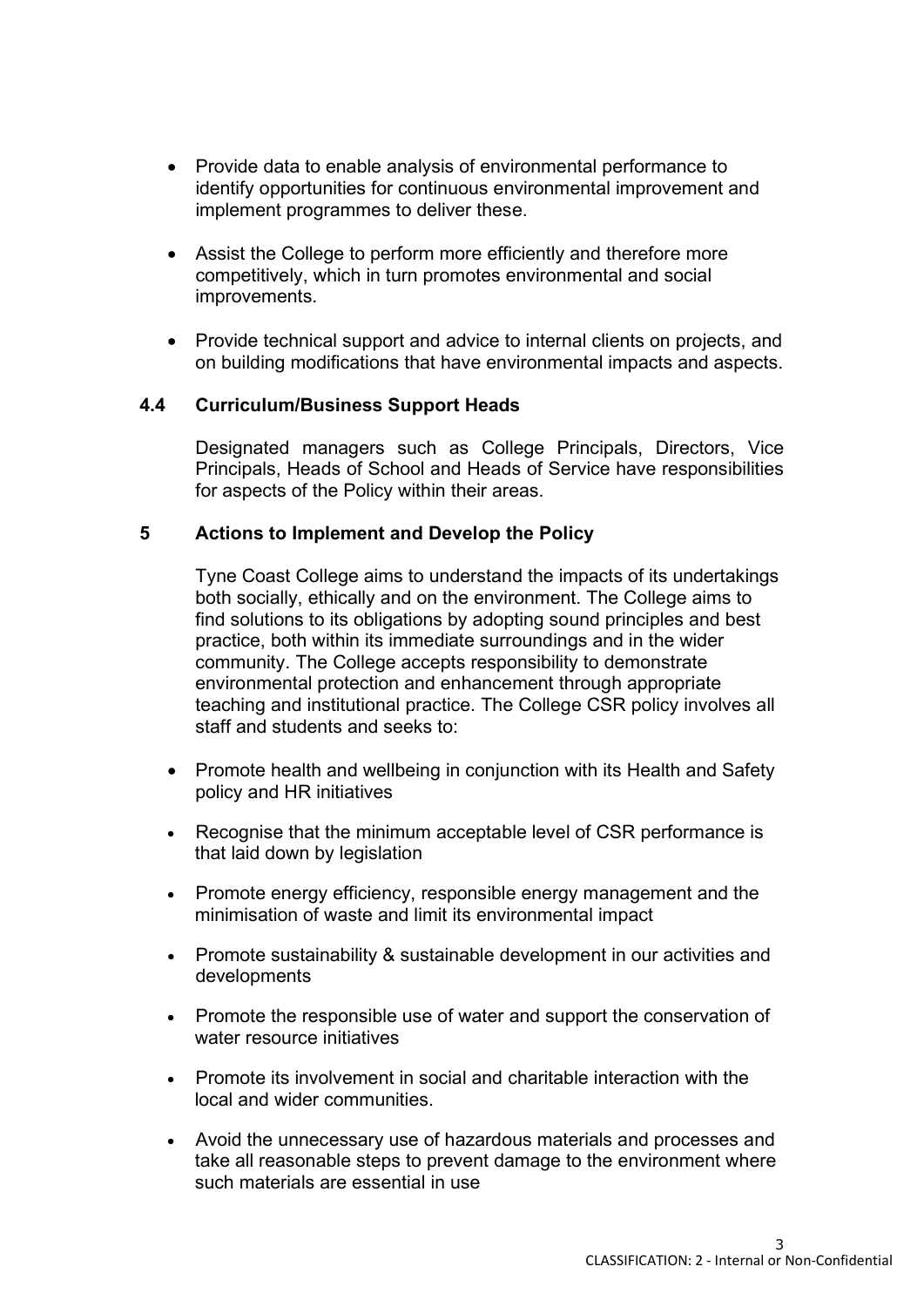- Provide data to enable analysis of environmental performance to identify opportunities for continuous environmental improvement and implement programmes to deliver these.

- Assist the College to perform more efficiently and therefore more competitively, which in turn promotes environmental and social improvements.

- Provide technical support and advice to internal clients on projects, and on building modifications that have environmental impacts and aspects.

### 4.4 Curriculum/Business Support Heads

Designated managers such as College Principals, Directors, Vice Principals, Heads of School and Heads of Service have responsibilities for aspects of the Policy within their areas.

## 5 Actions to Implement and Develop the Policy

Tyne Coast College aims to understand the impacts of its undertakings both socially, ethically and on the environment. The College aims to find solutions to its obligations by adopting sound principles and best practice, both within its immediate surroundings and in the wider community. The College accepts responsibility to demonstrate environmental protection and enhancement through appropriate teaching and institutional practice. The College CSR policy involves all staff and students and seeks to:

- Promote health and wellbeing in conjunction with its Health and Safety policy and HR initiatives

- Recognise that the minimum acceptable level of CSR performance is that laid down by legislation

- Promote energy efficiency, responsible energy management and the minimisation of waste and limit its environmental impact

- Promote sustainability & sustainable development in our activities and developments

- Promote the responsible use of water and support the conservation of water resource initiatives

- Promote its involvement in social and charitable interaction with the local and wider communities.

- Avoid the unnecessary use of hazardous materials and processes and take all reasonable steps to prevent damage to the environment where such materials are essential in use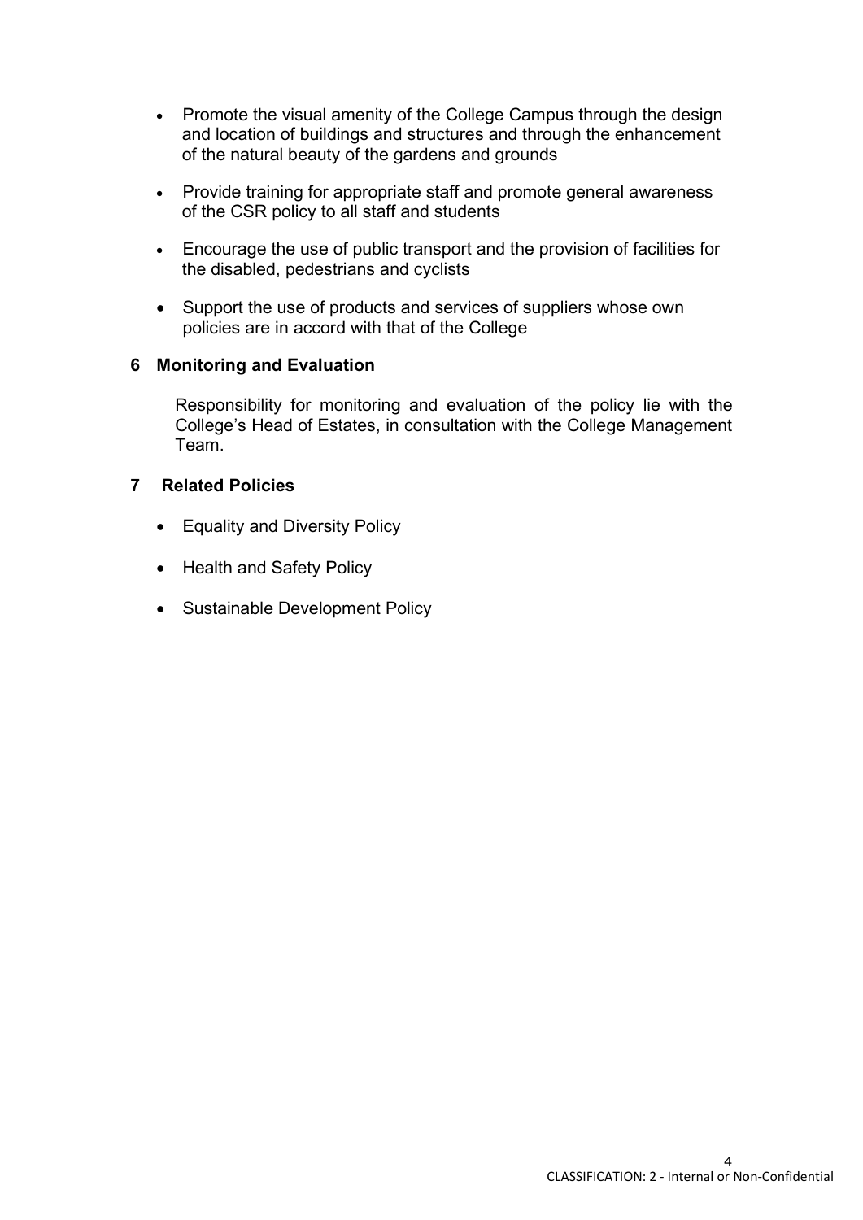- Promote the visual amenity of the College Campus through the design and location of buildings and structures and through the enhancement of the natural beauty of the gardens and grounds
- Provide training for appropriate staff and promote general awareness of the CSR policy to all staff and students
- Encourage the use of public transport and the provision of facilities for the disabled, pedestrians and cyclists
- Support the use of products and services of suppliers whose own policies are in accord with that of the College

## 6 Monitoring and Evaluation

Responsibility for monitoring and evaluation of the policy lie with the College's Head of Estates, in consultation with the College Management Team.

## 7 Related Policies

- Equality and Diversity Policy
- Health and Safety Policy
- Sustainable Development Policy

CLASSIFICATION: 2 - Internal or Non-Confidential